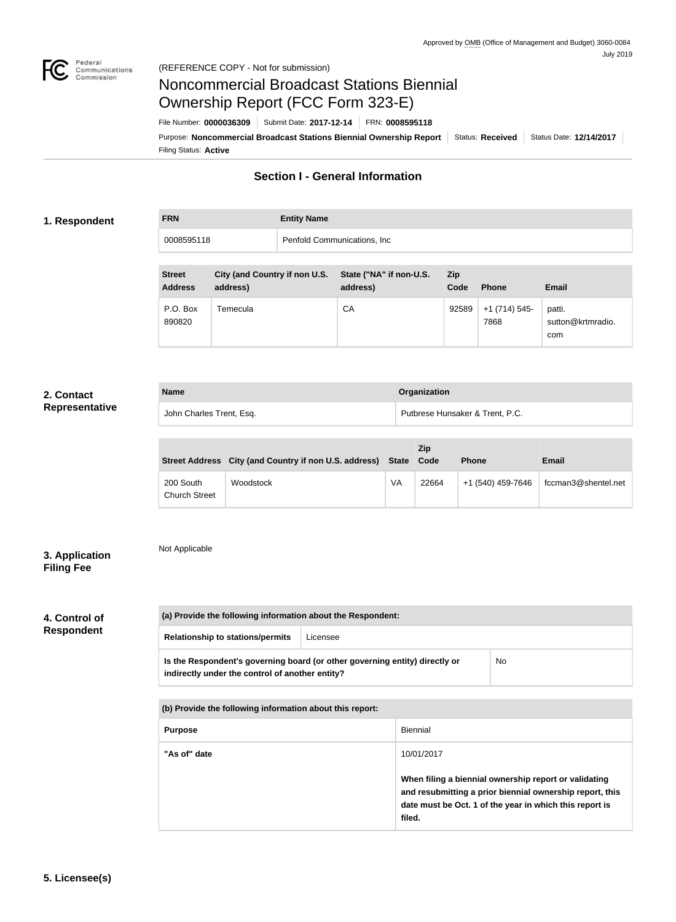Approved by OMB (Office of Management and Budget) 3060-0084
July 2019

(REFERENCE COPY - Not for submission)

# Noncommercial Broadcast Stations Biennial Ownership Report (FCC Form 323-E)

File Number: **0000036309** | Submit Date: **2017-12-14** | FRN: **0008595118**

Purpose: **Noncommercial Broadcast Stations Biennial Ownership Report** | Status: **Received** | Status Date: **12/14/2017**

Filing Status: **Active**

## Section I - General Information

### 1. Respondent

| FRN | Entity Name |
| --- | --- |
| 0008595118 | Penfold Communications, Inc |

| Street Address | City (and Country if non U.S. address) | State ("NA" if non-U.S. address) | Zip Code | Phone | Email |
| --- | --- | --- | --- | --- | --- |
| P.O. Box 890820 | Temecula | CA | 92589 | +1 (714) 545-7868 | patti.sutton@krtmradio.com |

### 2. Contact Representative

| Name | Organization |
| --- | --- |
| John Charles Trent, Esq. | Putbrese Hunsaker & Trent, P.C. |

| Street Address | City (and Country if non U.S. address) | State | Zip Code | Phone | Email |
| --- | --- | --- | --- | --- | --- |
| 200 South Church Street | Woodstock | VA | 22664 | +1 (540) 459-7646 | fccman3@shentel.net |

### 3. Application Filing Fee

Not Applicable

### 4. Control of Respondent

| (a) Provide the following information about the Respondent: | |
| --- | --- |
| Relationship to stations/permits | Licensee |
| Is the Respondent's governing board (or other governing entity) directly or indirectly under the control of another entity? | No |

| (b) Provide the following information about this report: | |
| --- | --- |
| Purpose | Biennial |
| "As of" date | 10/01/2017<br>**When filing a biennial ownership report or validating and resubmitting a prior biennial ownership report, this date must be Oct. 1 of the year in which this report is filed.** |

### 5. Licensee(s)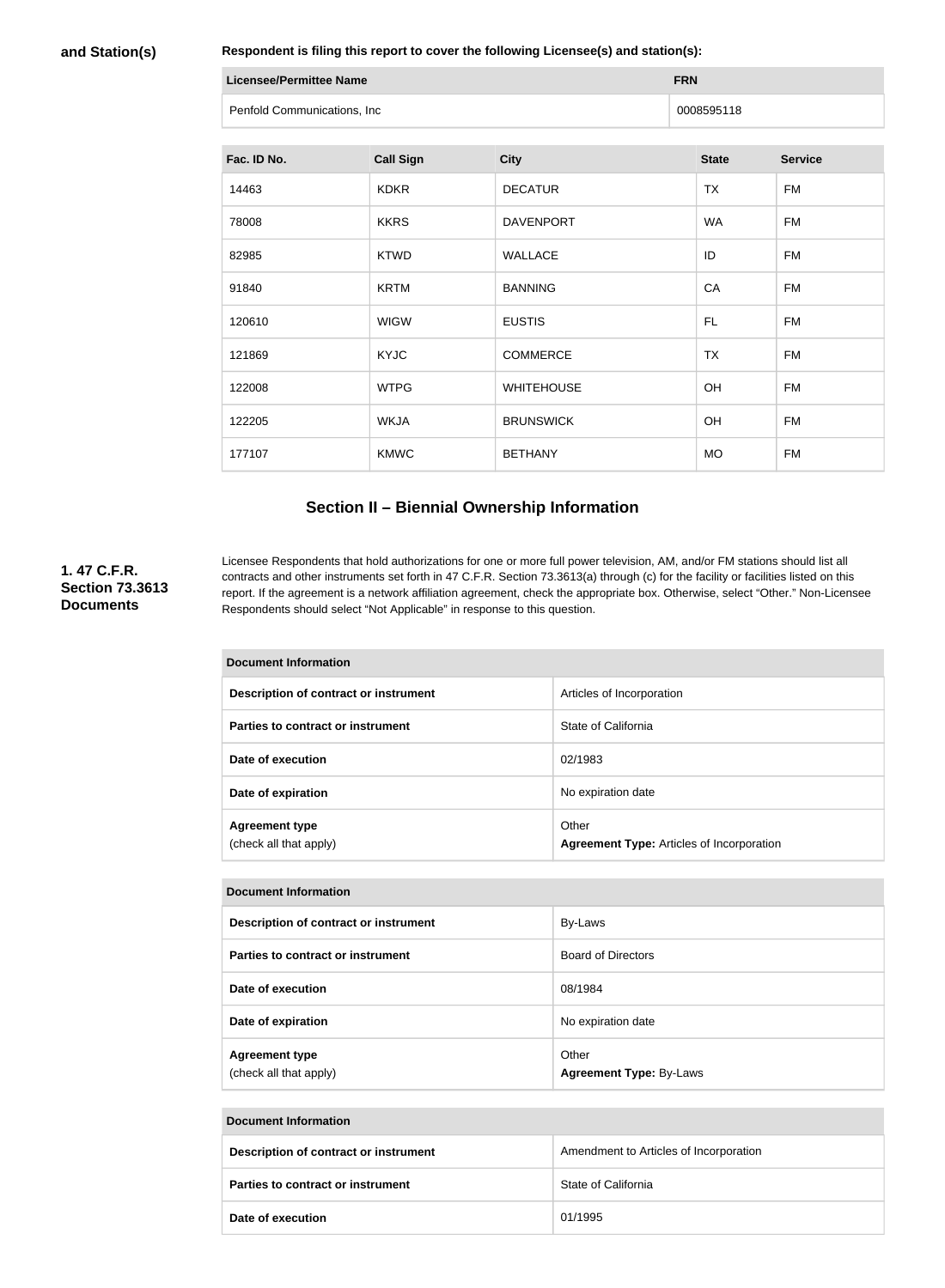**and Station(s)**

**Respondent is filing this report to cover the following Licensee(s) and station(s):**

| Licensee/Permittee Name | FRN |
| --- | --- |
| Penfold Communications, Inc | 0008595118 |

| Fac. ID No. | Call Sign | City | State | Service |
| --- | --- | --- | --- | --- |
| 14463 | KDKR | DECATUR | TX | FM |
| 78008 | KKRS | DAVENPORT | WA | FM |
| 82985 | KTWD | WALLACE | ID | FM |
| 91840 | KRTM | BANNING | CA | FM |
| 120610 | WIGW | EUSTIS | FL | FM |
| 121869 | KYJC | COMMERCE | TX | FM |
| 122008 | WTPG | WHITEHOUSE | OH | FM |
| 122205 | WKJA | BRUNSWICK | OH | FM |
| 177107 | KMWC | BETHANY | MO | FM |

## Section II – Biennial Ownership Information

**1. 47 C.F.R. Section 73.3613 Documents**

Licensee Respondents that hold authorizations for one or more full power television, AM, and/or FM stations should list all contracts and other instruments set forth in 47 C.F.R. Section 73.3613(a) through (c) for the facility or facilities listed on this report. If the agreement is a network affiliation agreement, check the appropriate box. Otherwise, select "Other." Non-Licensee Respondents should select "Not Applicable" in response to this question.

| Document Information | |
| --- | --- |
| **Description of contract or instrument** | Articles of Incorporation |
| **Parties to contract or instrument** | State of California |
| **Date of execution** | 02/1983 |
| **Date of expiration** | No expiration date |
| **Agreement type** (check all that apply) | Other **Agreement Type:** Articles of Incorporation |

| Document Information | |
| --- | --- |
| **Description of contract or instrument** | By-Laws |
| **Parties to contract or instrument** | Board of Directors |
| **Date of execution** | 08/1984 |
| **Date of expiration** | No expiration date |
| **Agreement type** (check all that apply) | Other **Agreement Type:** By-Laws |

| Document Information | |
| --- | --- |
| **Description of contract or instrument** | Amendment to Articles of Incorporation |
| **Parties to contract or instrument** | State of California |
| **Date of execution** | 01/1995 |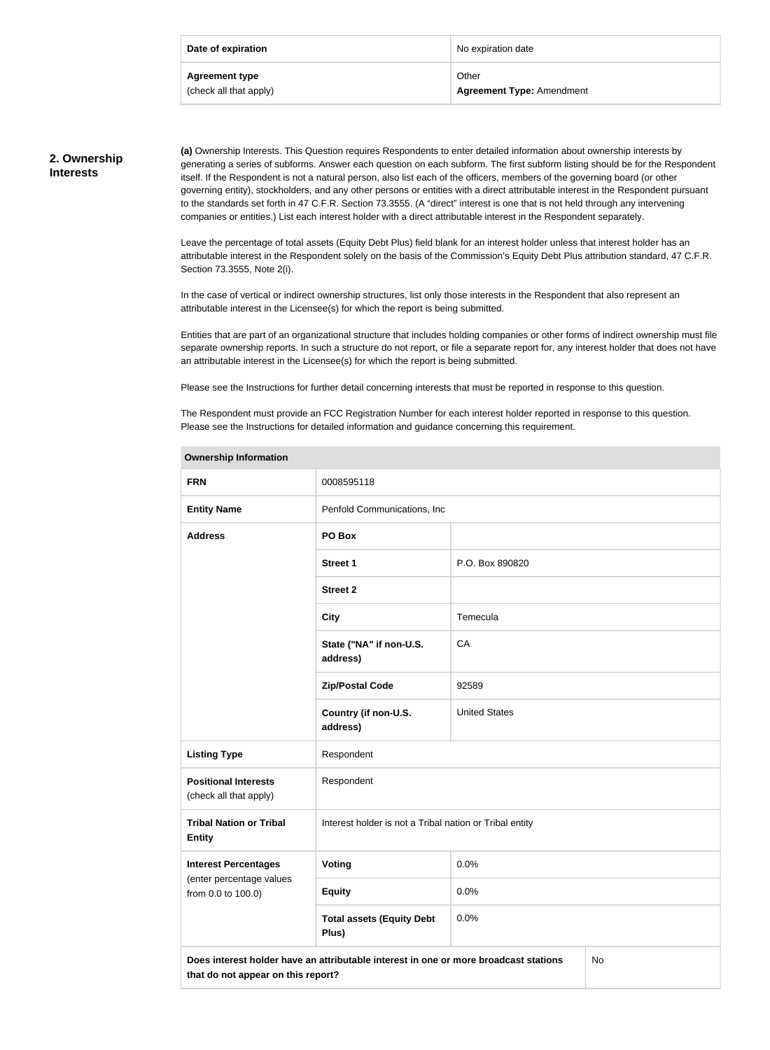| Date of expiration | No expiration date |
| --- | --- |
| **Agreement type** (check all that apply) | Other<br>**Agreement Type:** Amendment |

## 2. Ownership Interests

**(a)** Ownership Interests. This Question requires Respondents to enter detailed information about ownership interests by generating a series of subforms. Answer each question on each subform. The first subform listing should be for the Respondent itself. If the Respondent is not a natural person, also list each of the officers, members of the governing board (or other governing entity), stockholders, and any other persons or entities with a direct attributable interest in the Respondent pursuant to the standards set forth in 47 C.F.R. Section 73.3555. (A "direct" interest is one that is not held through any intervening companies or entities.) List each interest holder with a direct attributable interest in the Respondent separately.

Leave the percentage of total assets (Equity Debt Plus) field blank for an interest holder unless that interest holder has an attributable interest in the Respondent solely on the basis of the Commission's Equity Debt Plus attribution standard, 47 C.F.R. Section 73.3555, Note 2(i).

In the case of vertical or indirect ownership structures, list only those interests in the Respondent that also represent an attributable interest in the Licensee(s) for which the report is being submitted.

Entities that are part of an organizational structure that includes holding companies or other forms of indirect ownership must file separate ownership reports. In such a structure do not report, or file a separate report for, any interest holder that does not have an attributable interest in the Licensee(s) for which the report is being submitted.

Please see the Instructions for further detail concerning interests that must be reported in response to this question.

The Respondent must provide an FCC Registration Number for each interest holder reported in response to this question. Please see the Instructions for detailed information and guidance concerning this requirement.

| **Ownership Information** | | |
| --- | --- | --- |
| **FRN** | 0008595118 | |
| **Entity Name** | Penfold Communications, Inc | |
| **Address** | **PO Box** | |
| | **Street 1** | P.O. Box 890820 |
| | **Street 2** | |
| | **City** | Temecula |
| | **State ("NA" if non-U.S. address)** | CA |
| | **Zip/Postal Code** | 92589 |
| | **Country (if non-U.S. address)** | United States |
| **Listing Type** | Respondent | |
| **Positional Interests** (check all that apply) | Respondent | |
| **Tribal Nation or Tribal Entity** | Interest holder is not a Tribal nation or Tribal entity | |
| **Interest Percentages** (enter percentage values from 0.0 to 100.0) | **Voting** | 0.0% |
| | **Equity** | 0.0% |
| | **Total assets (Equity Debt Plus)** | 0.0% |
| **Does interest holder have an attributable interest in one or more broadcast stations that do not appear on this report?** | | No |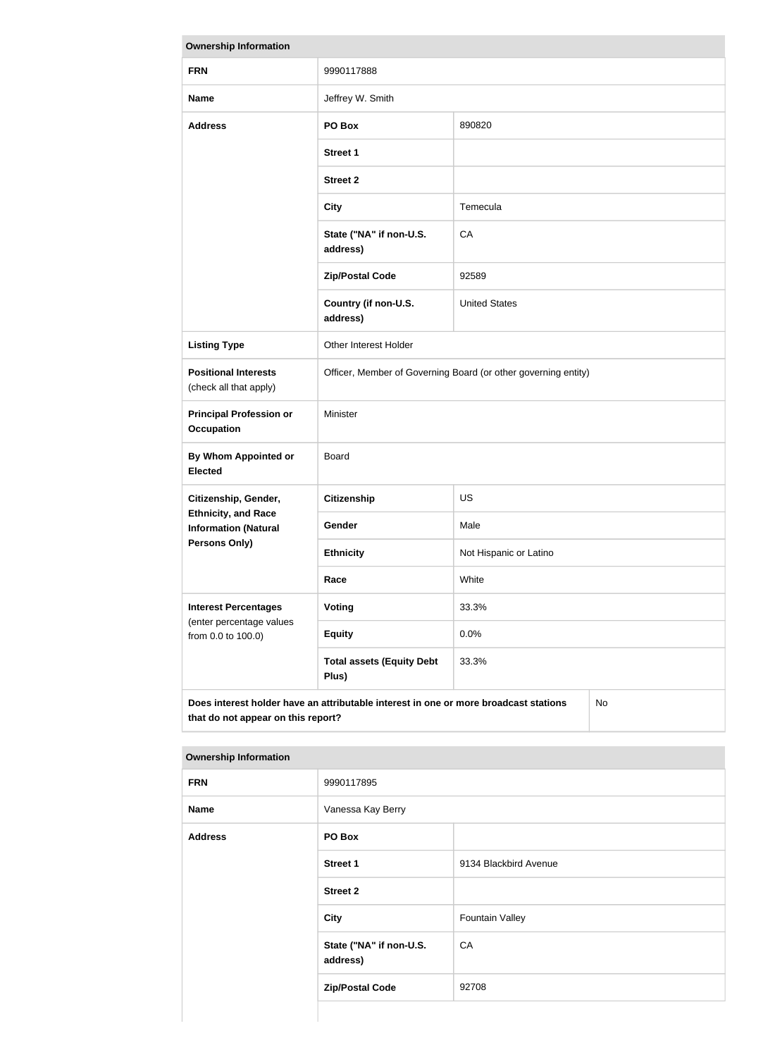| Ownership Information | | |
|---|---|---|
| **FRN** | 9990117888 | |
| **Name** | Jeffrey W. Smith | |
| **Address** | **PO Box** | 890820 |
| | **Street 1** | |
| | **Street 2** | |
| | **City** | Temecula |
| | **State ("NA" if non-U.S. address)** | CA |
| | **Zip/Postal Code** | 92589 |
| | **Country (if non-U.S. address)** | United States |
| **Listing Type** | Other Interest Holder | |
| **Positional Interests** (check all that apply) | Officer, Member of Governing Board (or other governing entity) | |
| **Principal Profession or Occupation** | Minister | |
| **By Whom Appointed or Elected** | Board | |
| **Citizenship, Gender, Ethnicity, and Race Information (Natural Persons Only)** | **Citizenship** | US |
| | **Gender** | Male |
| | **Ethnicity** | Not Hispanic or Latino |
| | **Race** | White |
| **Interest Percentages** (enter percentage values from 0.0 to 100.0) | **Voting** | 33.3% |
| | **Equity** | 0.0% |
| | **Total assets (Equity Debt Plus)** | 33.3% |
| **Does interest holder have an attributable interest in one or more broadcast stations that do not appear on this report?** | | No |

| Ownership Information | | |
|---|---|---|
| **FRN** | 9990117895 | |
| **Name** | Vanessa Kay Berry | |
| **Address** | **PO Box** | |
| | **Street 1** | 9134 Blackbird Avenue |
| | **Street 2** | |
| | **City** | Fountain Valley |
| | **State ("NA" if non-U.S. address)** | CA |
| | **Zip/Postal Code** | 92708 |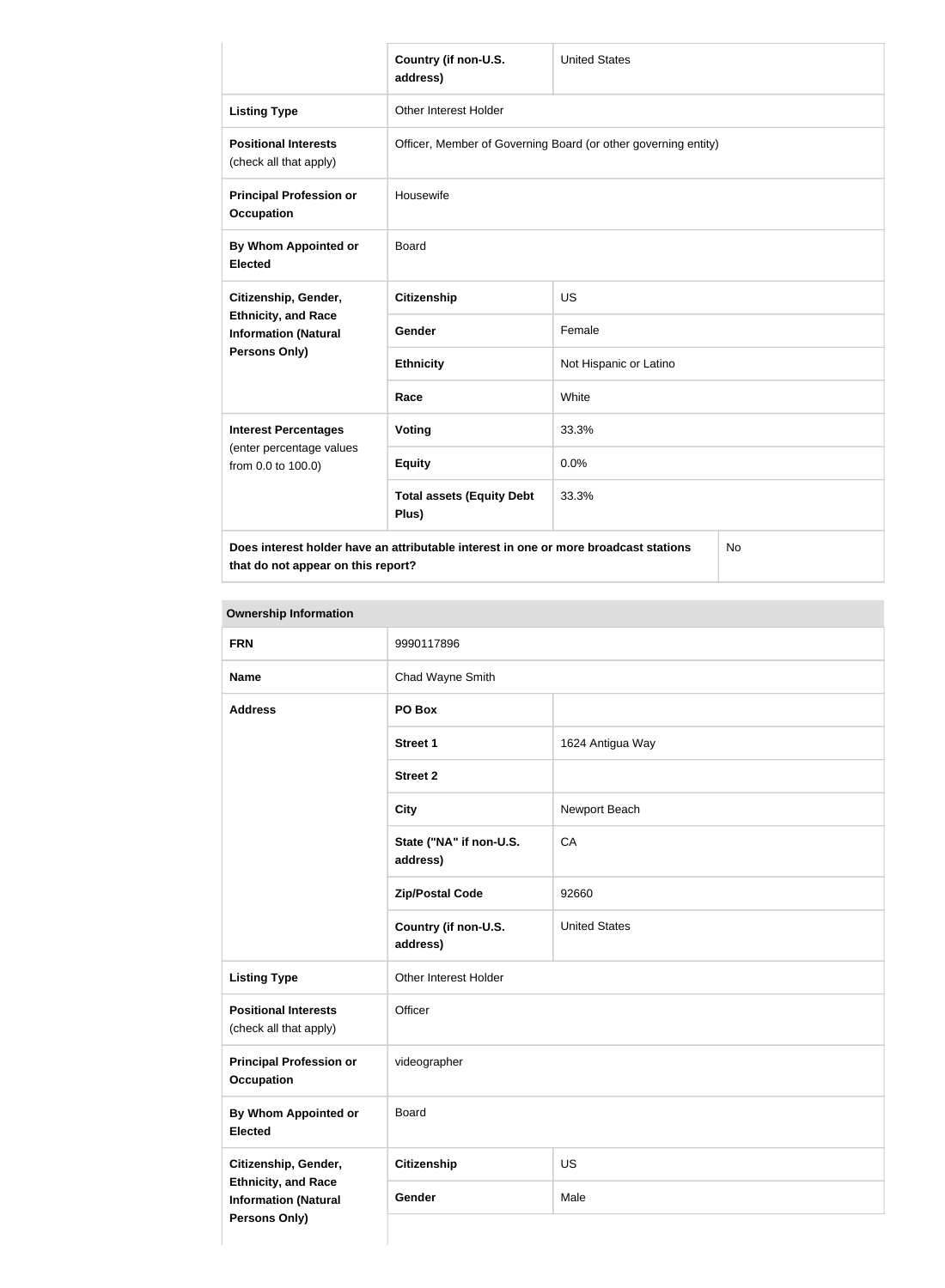| | | |
|---|---|---|
| | **Country (if non-U.S. address)** | United States |
| **Listing Type** | Other Interest Holder | |
| **Positional Interests** (check all that apply) | Officer, Member of Governing Board (or other governing entity) | |
| **Principal Profession or Occupation** | Housewife | |
| **By Whom Appointed or Elected** | Board | |
| **Citizenship, Gender, Ethnicity, and Race Information (Natural Persons Only)** | **Citizenship** | US |
| | **Gender** | Female |
| | **Ethnicity** | Not Hispanic or Latino |
| | **Race** | White |
| **Interest Percentages** (enter percentage values from 0.0 to 100.0) | **Voting** | 33.3% |
| | **Equity** | 0.0% |
| | **Total assets (Equity Debt Plus)** | 33.3% |
| **Does interest holder have an attributable interest in one or more broadcast stations that do not appear on this report?** | | No |

| **Ownership Information** | | |
|---|---|---|
| **FRN** | 9990117896 | |
| **Name** | Chad Wayne Smith | |
| **Address** | **PO Box** | |
| | **Street 1** | 1624 Antigua Way |
| | **Street 2** | |
| | **City** | Newport Beach |
| | **State ("NA" if non-U.S. address)** | CA |
| | **Zip/Postal Code** | 92660 |
| | **Country (if non-U.S. address)** | United States |
| **Listing Type** | Other Interest Holder | |
| **Positional Interests** (check all that apply) | Officer | |
| **Principal Profession or Occupation** | videographer | |
| **By Whom Appointed or Elected** | Board | |
| **Citizenship, Gender, Ethnicity, and Race Information (Natural Persons Only)** | **Citizenship** | US |
| | **Gender** | Male |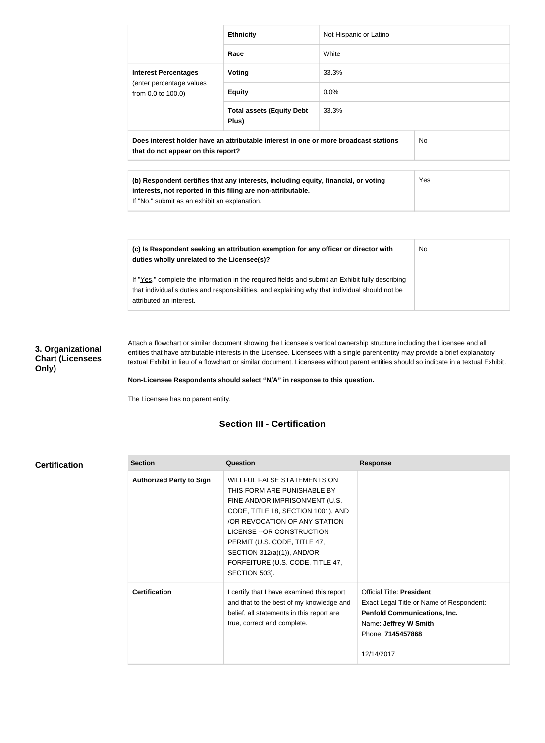| | | |
|---|---|---|
| | **Ethnicity** | Not Hispanic or Latino |
| | **Race** | White |
| **Interest Percentages** (enter percentage values from 0.0 to 100.0) | **Voting** | 33.3% |
| | **Equity** | 0.0% |
| | **Total assets (Equity Debt Plus)** | 33.3% |
| **Does interest holder have an attributable interest in one or more broadcast stations that do not appear on this report?** | | No |

| | |
|---|---|
| **(b) Respondent certifies that any interests, including equity, financial, or voting interests, not reported in this filing are non-attributable.** If "No," submit as an exhibit an explanation. | Yes |

| | |
|---|---|
| **(c) Is Respondent seeking an attribution exemption for any officer or director with duties wholly unrelated to the Licensee(s)?** If "Yes," complete the information in the required fields and submit an Exhibit fully describing that individual's duties and responsibilities, and explaining why that individual should not be attributed an interest. | No |

**3. Organizational Chart (Licensees Only)**

Attach a flowchart or similar document showing the Licensee's vertical ownership structure including the Licensee and all entities that have attributable interests in the Licensee. Licensees with a single parent entity may provide a brief explanatory textual Exhibit in lieu of a flowchart or similar document. Licensees without parent entities should so indicate in a textual Exhibit.

**Non-Licensee Respondents should select "N/A" in response to this question.**

The Licensee has no parent entity.

## Section III - Certification

**Certification**

| Section | Question | Response |
|---|---|---|
| **Authorized Party to Sign** | WILLFUL FALSE STATEMENTS ON THIS FORM ARE PUNISHABLE BY FINE AND/OR IMPRISONMENT (U.S. CODE, TITLE 18, SECTION 1001), AND /OR REVOCATION OF ANY STATION LICENSE --OR CONSTRUCTION PERMIT (U.S. CODE, TITLE 47, SECTION 312(a)(1)), AND/OR FORFEITURE (U.S. CODE, TITLE 47, SECTION 503). | |
| **Certification** | I certify that I have examined this report and that to the best of my knowledge and belief, all statements in this report are true, correct and complete. | Official Title: **President**<br>Exact Legal Title or Name of Respondent: **Penfold Communications, Inc.**<br>Name: **Jeffrey W Smith**<br>Phone: **7145457868**<br><br>12/14/2017 |